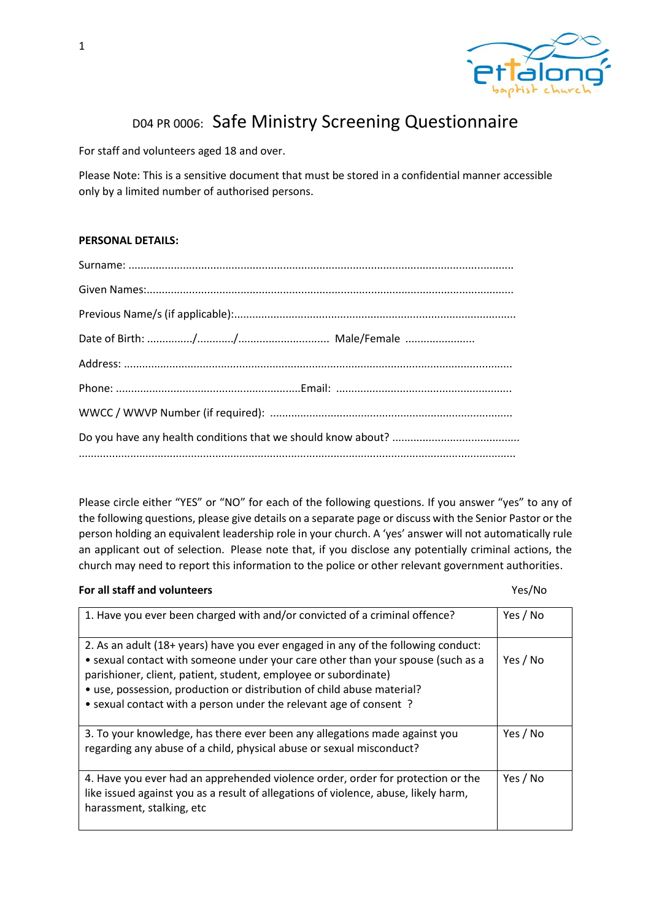# D04 PR 0006: Safe Ministry Screening Questionnaire

For staff and volunteers aged 18 and over.

Please Note: This is a sensitive document that must be stored in a confidential manner accessible only by a limited number of authorised persons.

**PERSONAL DETAILS:**

Surname: ..........................................................................................................................

Given Names:.....................................................................................................................

Previous Name/s (if applicable):.........................................................................................

Date of Birth: .............../.........../............................ Male/Female .......................

Address: ...........................................................................................................................

Phone: ...........................................................Email: ........................................................

WWCC / WWVP Number (if required): ..............................................................................

Do you have any health conditions that we should know about? ..........................................

..........................................................................................................................................

Please circle either "YES" or "NO" for each of the following questions. If you answer "yes" to any of the following questions, please give details on a separate page or discuss with the Senior Pastor or the person holding an equivalent leadership role in your church. A 'yes' answer will not automatically rule an applicant out of selection. Please note that, if you disclose any potentially criminal actions, the church may need to report this information to the police or other relevant government authorities.

| For all staff and volunteers | Yes/No |
|---|---|
| 1. Have you ever been charged with and/or convicted of a criminal offence? | Yes / No |
| 2. As an adult (18+ years) have you ever engaged in any of the following conduct:<br>• sexual contact with someone under your care other than your spouse (such as a parishioner, client, patient, student, employee or subordinate)<br>• use, possession, production or distribution of child abuse material?<br>• sexual contact with a person under the relevant age of consent ? | Yes / No |
| 3. To your knowledge, has there ever been any allegations made against you regarding any abuse of a child, physical abuse or sexual misconduct? | Yes / No |
| 4. Have you ever had an apprehended violence order, order for protection or the like issued against you as a result of allegations of violence, abuse, likely harm, harassment, stalking, etc | Yes / No |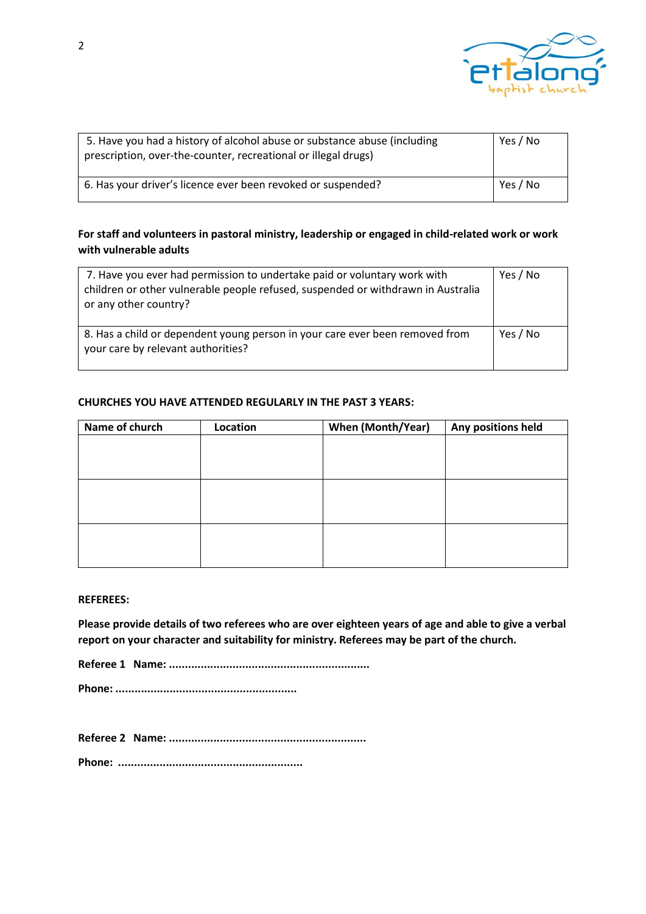| | |
|---|---|
| 5. Have you had a history of alcohol abuse or substance abuse (including prescription, over-the-counter, recreational or illegal drugs) | Yes / No |
| 6. Has your driver's licence ever been revoked or suspended? | Yes / No |

**For staff and volunteers in pastoral ministry, leadership or engaged in child-related work or work with vulnerable adults**

| | |
|---|---|
| 7. Have you ever had permission to undertake paid or voluntary work with children or other vulnerable people refused, suspended or withdrawn in Australia or any other country? | Yes / No |
| 8. Has a child or dependent young person in your care ever been removed from your care by relevant authorities? | Yes / No |

**CHURCHES YOU HAVE ATTENDED REGULARLY IN THE PAST 3 YEARS:**

| Name of church | Location | When (Month/Year) | Any positions held |
|---|---|---|---|
| | | | |
| | | | |
| | | | |

**REFEREES:**

**Please provide details of two referees who are over eighteen years of age and able to give a verbal report on your character and suitability for ministry. Referees may be part of the church.**

**Referee 1 Name: ..............................................................**

**Phone: ........................................................**

**Referee 2 Name: .............................................................**

**Phone: .........................................................**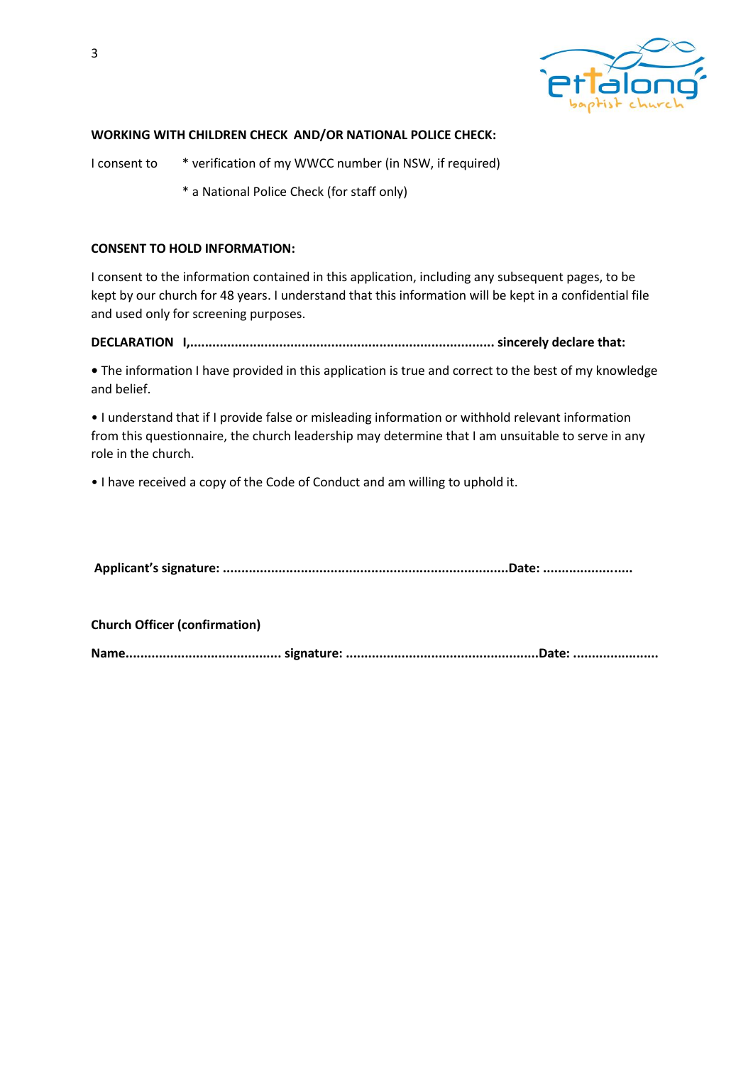**WORKING WITH CHILDREN CHECK AND/OR NATIONAL POLICE CHECK:**

I consent to * verification of my WWCC number (in NSW, if required)

* a National Police Check (for staff only)

**CONSENT TO HOLD INFORMATION:**

I consent to the information contained in this application, including any subsequent pages, to be kept by our church for 48 years. I understand that this information will be kept in a confidential file and used only for screening purposes.

**DECLARATION I,................................................................................. sincerely declare that:**

• The information I have provided in this application is true and correct to the best of my knowledge and belief.

• I understand that if I provide false or misleading information or withhold relevant information from this questionnaire, the church leadership may determine that I am unsuitable to serve in any role in the church.

• I have received a copy of the Code of Conduct and am willing to uphold it.

**Applicant's signature: ............................................................................Date: .......................**

**Church Officer (confirmation)**

**Name......................................... signature: ...................................................Date: .......................**